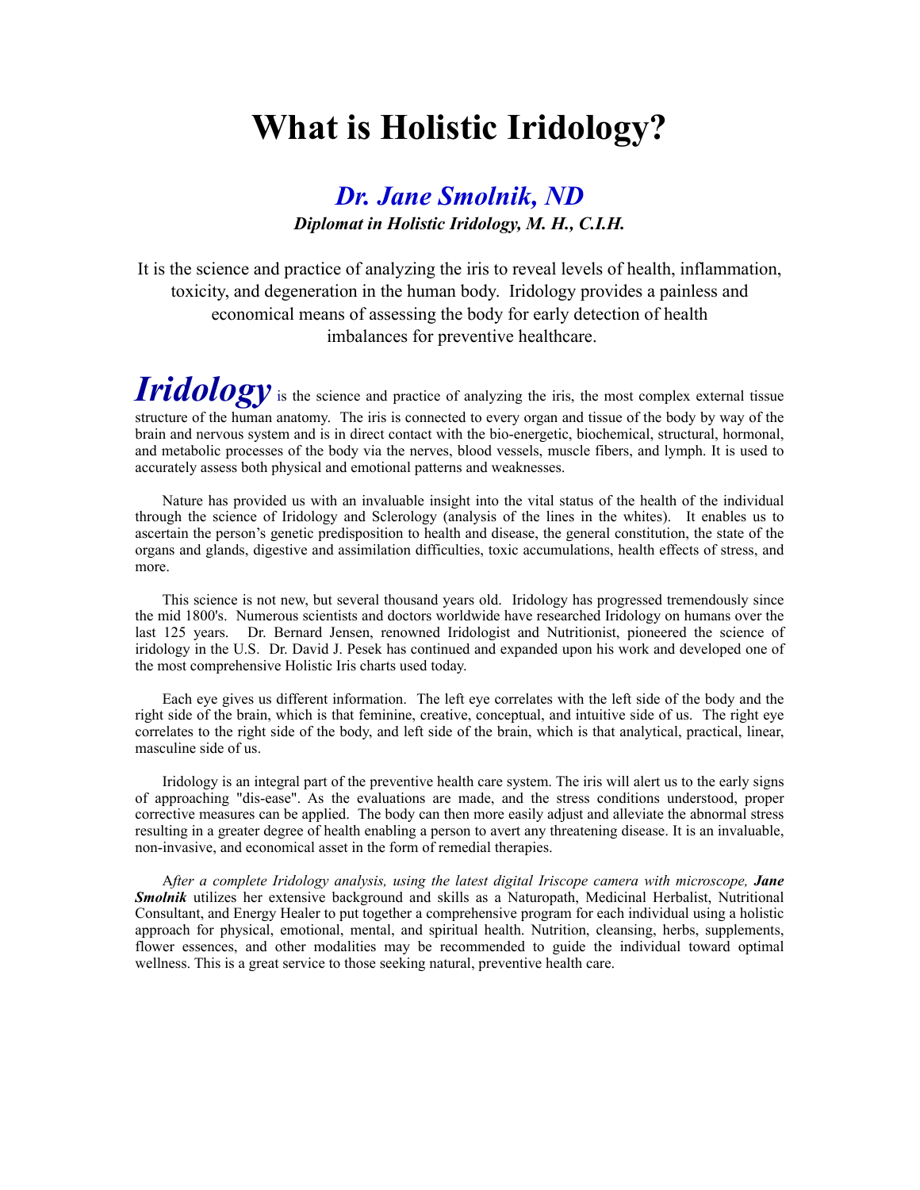# What is Holistic Iridology?

## *Dr. Jane Smolnik, ND*

***Diplomat in Holistic Iridology, M. H., C.I.H.***

It is the science and practice of analyzing the iris to reveal levels of health, inflammation, toxicity, and degeneration in the human body. Iridology provides a painless and economical means of assessing the body for early detection of health imbalances for preventive healthcare.

***Iridology*** is the science and practice of analyzing the iris, the most complex external tissue structure of the human anatomy. The iris is connected to every organ and tissue of the body by way of the brain and nervous system and is in direct contact with the bio-energetic, biochemical, structural, hormonal, and metabolic processes of the body via the nerves, blood vessels, muscle fibers, and lymph. It is used to accurately assess both physical and emotional patterns and weaknesses.

Nature has provided us with an invaluable insight into the vital status of the health of the individual through the science of Iridology and Sclerology (analysis of the lines in the whites). It enables us to ascertain the person's genetic predisposition to health and disease, the general constitution, the state of the organs and glands, digestive and assimilation difficulties, toxic accumulations, health effects of stress, and more.

This science is not new, but several thousand years old. Iridology has progressed tremendously since the mid 1800's. Numerous scientists and doctors worldwide have researched Iridology on humans over the last 125 years. Dr. Bernard Jensen, renowned Iridologist and Nutritionist, pioneered the science of iridology in the U.S. Dr. David J. Pesek has continued and expanded upon his work and developed one of the most comprehensive Holistic Iris charts used today.

Each eye gives us different information. The left eye correlates with the left side of the body and the right side of the brain, which is that feminine, creative, conceptual, and intuitive side of us. The right eye correlates to the right side of the body, and left side of the brain, which is that analytical, practical, linear, masculine side of us.

Iridology is an integral part of the preventive health care system. The iris will alert us to the early signs of approaching "dis-ease". As the evaluations are made, and the stress conditions understood, proper corrective measures can be applied. The body can then more easily adjust and alleviate the abnormal stress resulting in a greater degree of health enabling a person to avert any threatening disease. It is an invaluable, non-invasive, and economical asset in the form of remedial therapies.

*After a complete Iridology analysis, using the latest digital Iriscope camera with microscope,* ***Jane Smolnik*** utilizes her extensive background and skills as a Naturopath, Medicinal Herbalist, Nutritional Consultant, and Energy Healer to put together a comprehensive program for each individual using a holistic approach for physical, emotional, mental, and spiritual health. Nutrition, cleansing, herbs, supplements, flower essences, and other modalities may be recommended to guide the individual toward optimal wellness. This is a great service to those seeking natural, preventive health care.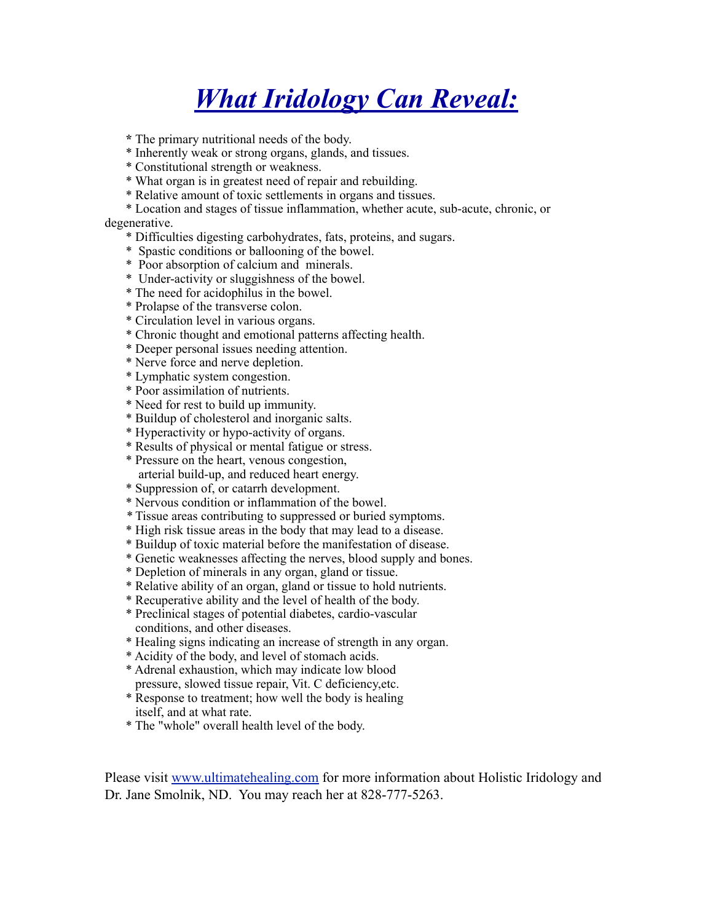# ***What Iridology Can Reveal:***

* The primary nutritional needs of the body.
* Inherently weak or strong organs, glands, and tissues.
* Constitutional strength or weakness.
* What organ is in greatest need of repair and rebuilding.
* Relative amount of toxic settlements in organs and tissues.
* Location and stages of tissue inflammation, whether acute, sub-acute, chronic, or degenerative.
* Difficulties digesting carbohydrates, fats, proteins, and sugars.
* Spastic conditions or ballooning of the bowel.
* Poor absorption of calcium and minerals.
* Under-activity or sluggishness of the bowel.
* The need for acidophilus in the bowel.
* Prolapse of the transverse colon.
* Circulation level in various organs.
* Chronic thought and emotional patterns affecting health.
* Deeper personal issues needing attention.
* Nerve force and nerve depletion.
* Lymphatic system congestion.
* Poor assimilation of nutrients.
* Need for rest to build up immunity.
* Buildup of cholesterol and inorganic salts.
* Hyperactivity or hypo-activity of organs.
* Results of physical or mental fatigue or stress.
* Pressure on the heart, venous congestion, arterial build-up, and reduced heart energy.
* Suppression of, or catarrh development.
* Nervous condition or inflammation of the bowel.
* Tissue areas contributing to suppressed or buried symptoms.
* High risk tissue areas in the body that may lead to a disease.
* Buildup of toxic material before the manifestation of disease.
* Genetic weaknesses affecting the nerves, blood supply and bones.
* Depletion of minerals in any organ, gland or tissue.
* Relative ability of an organ, gland or tissue to hold nutrients.
* Recuperative ability and the level of health of the body.
* Preclinical stages of potential diabetes, cardio-vascular conditions, and other diseases.
* Healing signs indicating an increase of strength in any organ.
* Acidity of the body, and level of stomach acids.
* Adrenal exhaustion, which may indicate low blood pressure, slowed tissue repair, Vit. C deficiency,etc.
* Response to treatment; how well the body is healing itself, and at what rate.
* The "whole" overall health level of the body.

Please visit [www.ultimatehealing.com](http://www.ultimatehealing.com) for more information about Holistic Iridology and Dr. Jane Smolnik, ND. You may reach her at 828-777-5263.